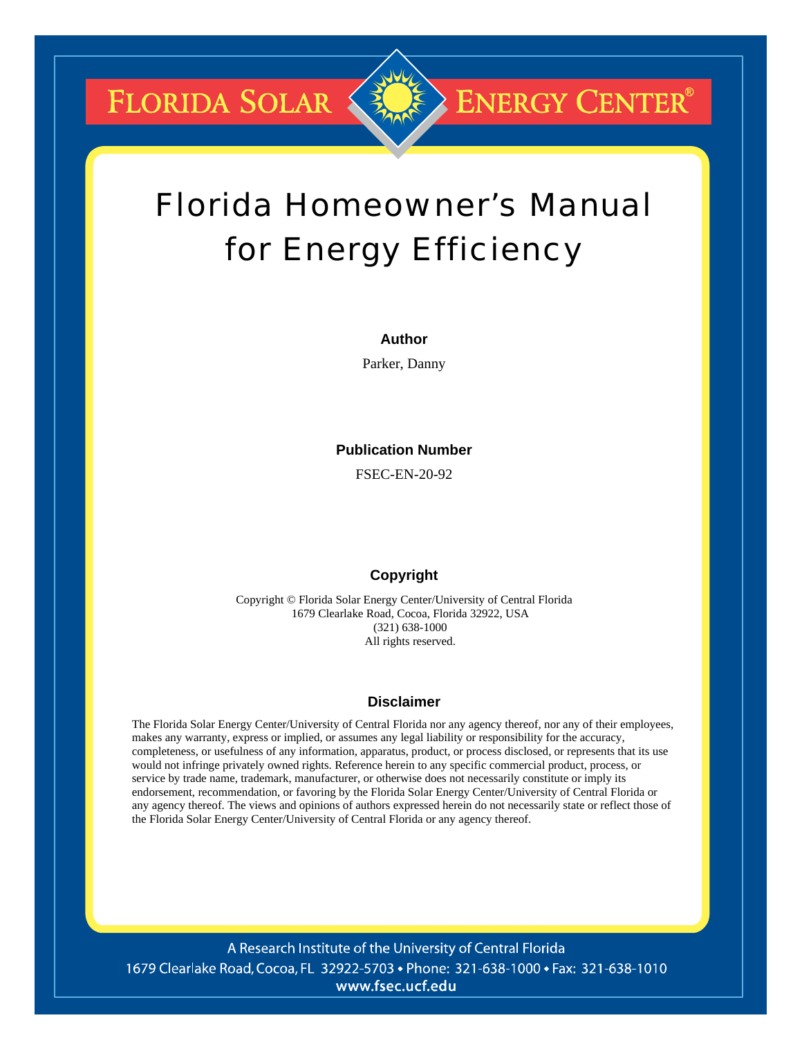FLORIDA SOLAR ENERGY CENTER®

# Florida Homeowner's Manual for Energy Efficiency

**Author**

Parker, Danny

**Publication Number**

FSEC-EN-20-92

**Copyright**

Copyright © Florida Solar Energy Center/University of Central Florida
1679 Clearlake Road, Cocoa, Florida 32922, USA
(321) 638-1000
All rights reserved.

**Disclaimer**

The Florida Solar Energy Center/University of Central Florida nor any agency thereof, nor any of their employees, makes any warranty, express or implied, or assumes any legal liability or responsibility for the accuracy, completeness, or usefulness of any information, apparatus, product, or process disclosed, or represents that its use would not infringe privately owned rights. Reference herein to any specific commercial product, process, or service by trade name, trademark, manufacturer, or otherwise does not necessarily constitute or imply its endorsement, recommendation, or favoring by the Florida Solar Energy Center/University of Central Florida or any agency thereof. The views and opinions of authors expressed herein do not necessarily state or reflect those of the Florida Solar Energy Center/University of Central Florida or any agency thereof.

A Research Institute of the University of Central Florida
1679 Clearlake Road, Cocoa, FL 32922-5703 • Phone: 321-638-1000 • Fax: 321-638-1010
www.fsec.ucf.edu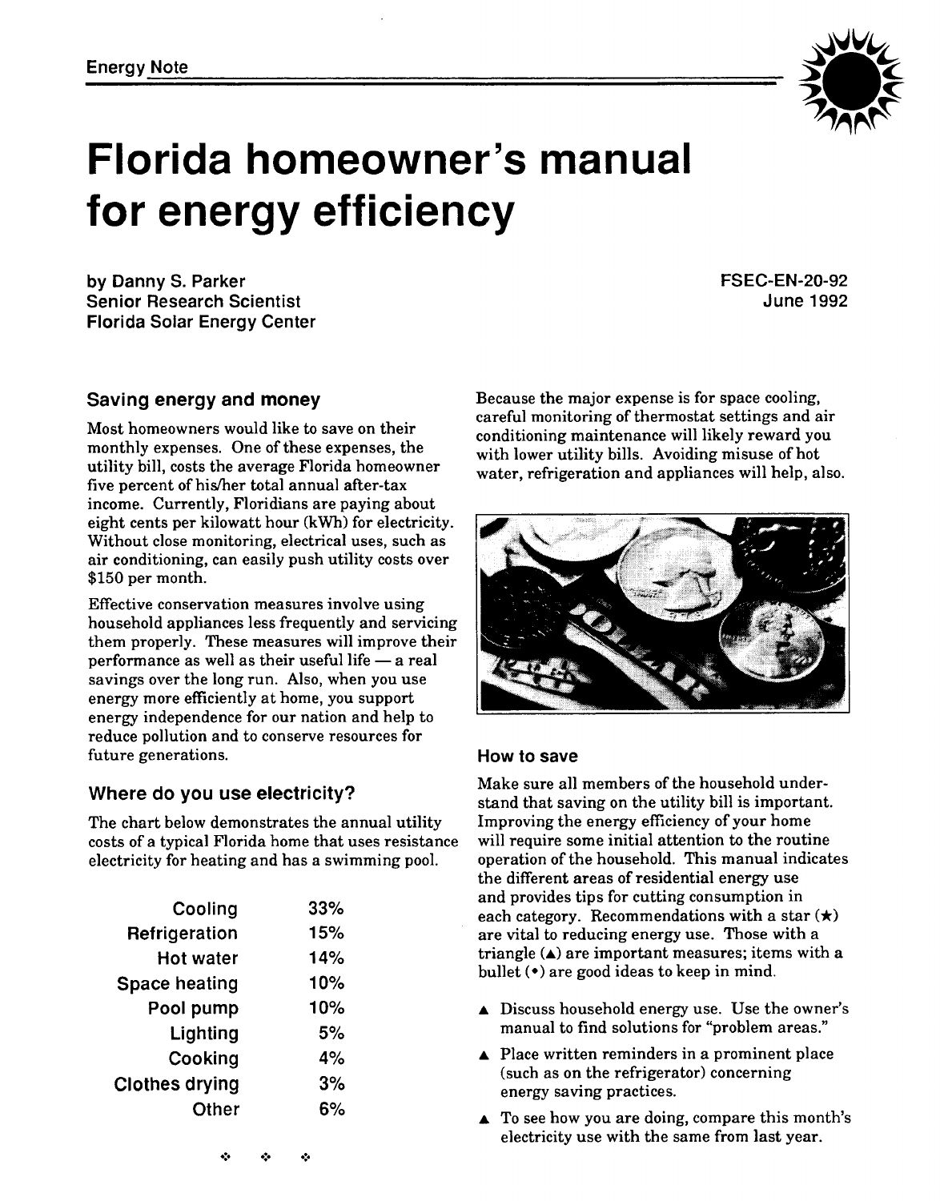# Florida homeowner's manual for energy efficiency

by Danny S. Parker
Senior Research Scientist
Florida Solar Energy Center

FSEC-EN-20-92
June 1992

## Saving energy and money

Most homeowners would like to save on their monthly expenses. One of these expenses, the utility bill, costs the average Florida homeowner five percent of his/her total annual after-tax income. Currently, Floridians are paying about eight cents per kilowatt hour (kWh) for electricity. Without close monitoring, electrical uses, such as air conditioning, can easily push utility costs over $150 per month.

Effective conservation measures involve using household appliances less frequently and servicing them properly. These measures will improve their performance as well as their useful life — a real savings over the long run. Also, when you use energy more efficiently at home, you support energy independence for our nation and help to reduce pollution and to conserve resources for future generations.

## Where do you use electricity?

The chart below demonstrates the annual utility costs of a typical Florida home that uses resistance electricity for heating and has a swimming pool.

| | |
|---|---|
| Cooling | 33% |
| Refrigeration | 15% |
| Hot water | 14% |
| Space heating | 10% |
| Pool pump | 10% |
| Lighting | 5% |
| Cooking | 4% |
| Clothes drying | 3% |
| Other | 6% |

Because the major expense is for space cooling, careful monitoring of thermostat settings and air conditioning maintenance will likely reward you with lower utility bills. Avoiding misuse of hot water, refrigeration and appliances will help, also.

## How to save

Make sure all members of the household understand that saving on the utility bill is important. Improving the energy efficiency of your home will require some initial attention to the routine operation of the household. This manual indicates the different areas of residential energy use and provides tips for cutting consumption in each category. Recommendations with a star (★) are vital to reducing energy use. Those with a triangle (▲) are important measures; items with a bullet (•) are good ideas to keep in mind.

- ▲ Discuss household energy use. Use the owner's manual to find solutions for "problem areas."
- ▲ Place written reminders in a prominent place (such as on the refrigerator) concerning energy saving practices.
- ▲ To see how you are doing, compare this month's electricity use with the same from last year.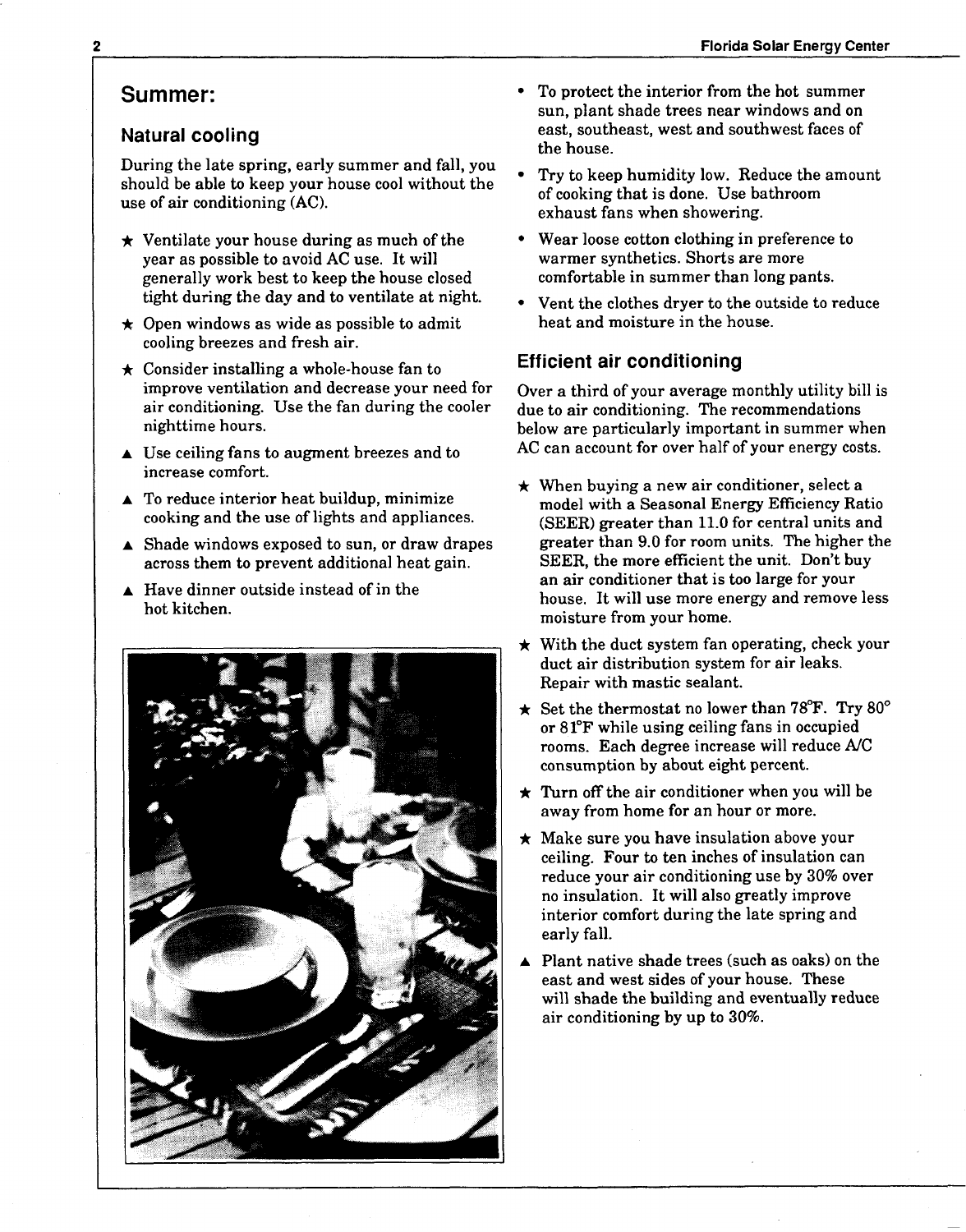## Summer:

### Natural cooling

During the late spring, early summer and fall, you should be able to keep your house cool without the use of air conditioning (AC).

- ★ Ventilate your house during as much of the year as possible to avoid AC use. It will generally work best to keep the house closed tight during the day and to ventilate at night.
- ★ Open windows as wide as possible to admit cooling breezes and fresh air.
- ★ Consider installing a whole-house fan to improve ventilation and decrease your need for air conditioning. Use the fan during the cooler nighttime hours.
- ▲ Use ceiling fans to augment breezes and to increase comfort.
- ▲ To reduce interior heat buildup, minimize cooking and the use of lights and appliances.
- ▲ Shade windows exposed to sun, or draw drapes across them to prevent additional heat gain.
- ▲ Have dinner outside instead of in the hot kitchen.
- • To protect the interior from the hot summer sun, plant shade trees near windows and on east, southeast, west and southwest faces of the house.
- • Try to keep humidity low. Reduce the amount of cooking that is done. Use bathroom exhaust fans when showering.
- • Wear loose cotton clothing in preference to warmer synthetics. Shorts are more comfortable in summer than long pants.
- • Vent the clothes dryer to the outside to reduce heat and moisture in the house.

### Efficient air conditioning

Over a third of your average monthly utility bill is due to air conditioning. The recommendations below are particularly important in summer when AC can account for over half of your energy costs.

- ★ When buying a new air conditioner, select a model with a Seasonal Energy Efficiency Ratio (SEER) greater than 11.0 for central units and greater than 9.0 for room units. The higher the SEER, the more efficient the unit. Don't buy an air conditioner that is too large for your house. It will use more energy and remove less moisture from your home.
- ★ With the duct system fan operating, check your duct air distribution system for air leaks. Repair with mastic sealant.
- ★ Set the thermostat no lower than 78°F. Try 80° or 81°F while using ceiling fans in occupied rooms. Each degree increase will reduce A/C consumption by about eight percent.
- ★ Turn off the air conditioner when you will be away from home for an hour or more.
- ★ Make sure you have insulation above your ceiling. Four to ten inches of insulation can reduce your air conditioning use by 30% over no insulation. It will also greatly improve interior comfort during the late spring and early fall.
- ▲ Plant native shade trees (such as oaks) on the east and west sides of your house. These will shade the building and eventually reduce air conditioning by up to 30%.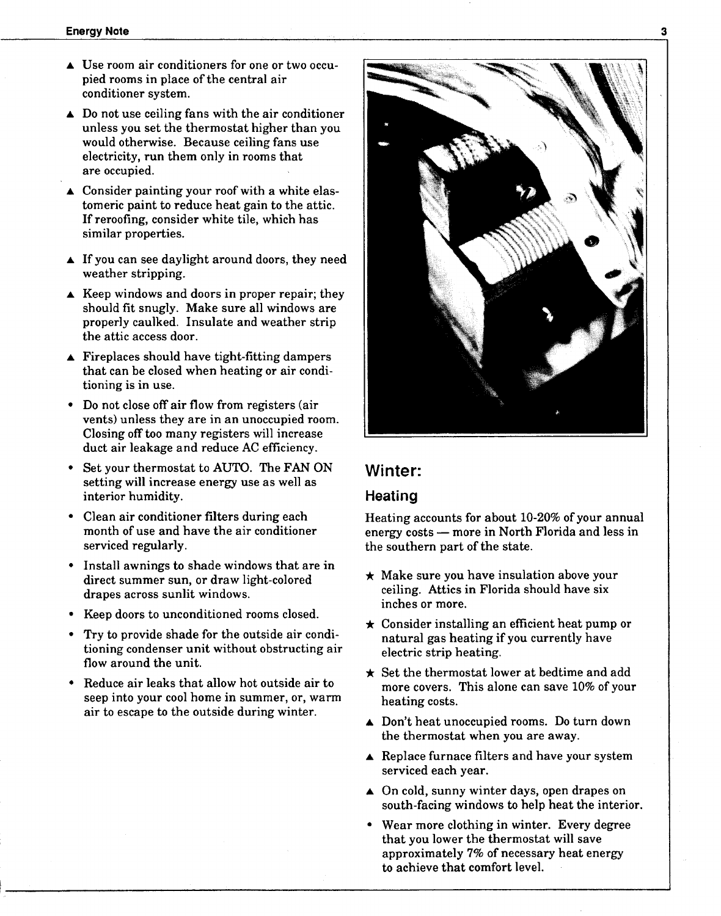▲ Use room air conditioners for one or two occupied rooms in place of the central air conditioner system.

▲ Do not use ceiling fans with the air conditioner unless you set the thermostat higher than you would otherwise. Because ceiling fans use electricity, run them only in rooms that are occupied.

▲ Consider painting your roof with a white elastomeric paint to reduce heat gain to the attic. If reroofing, consider white tile, which has similar properties.

▲ If you can see daylight around doors, they need weather stripping.

▲ Keep windows and doors in proper repair; they should fit snugly. Make sure all windows are properly caulked. Insulate and weather strip the attic access door.

▲ Fireplaces should have tight-fitting dampers that can be closed when heating or air conditioning is in use.

• Do not close off air flow from registers (air vents) unless they are in an unoccupied room. Closing off too many registers will increase duct air leakage and reduce AC efficiency.

• Set your thermostat to AUTO. The FAN ON setting will increase energy use as well as interior humidity.

• Clean air conditioner filters during each month of use and have the air conditioner serviced regularly.

• Install awnings to shade windows that are in direct summer sun, or draw light-colored drapes across sunlit windows.

• Keep doors to unconditioned rooms closed.

• Try to provide shade for the outside air conditioning condenser unit without obstructing air flow around the unit.

• Reduce air leaks that allow hot outside air to seep into your cool home in summer, or, warm air to escape to the outside during winter.

## Winter:

### Heating

Heating accounts for about 10-20% of your annual energy costs — more in North Florida and less in the southern part of the state.

★ Make sure you have insulation above your ceiling. Attics in Florida should have six inches or more.

★ Consider installing an efficient heat pump or natural gas heating if you currently have electric strip heating.

★ Set the thermostat lower at bedtime and add more covers. This alone can save 10% of your heating costs.

▲ Don't heat unoccupied rooms. Do turn down the thermostat when you are away.

▲ Replace furnace filters and have your system serviced each year.

▲ On cold, sunny winter days, open drapes on south-facing windows to help heat the interior.

• Wear more clothing in winter. Every degree that you lower the thermostat will save approximately 7% of necessary heat energy to achieve that comfort level.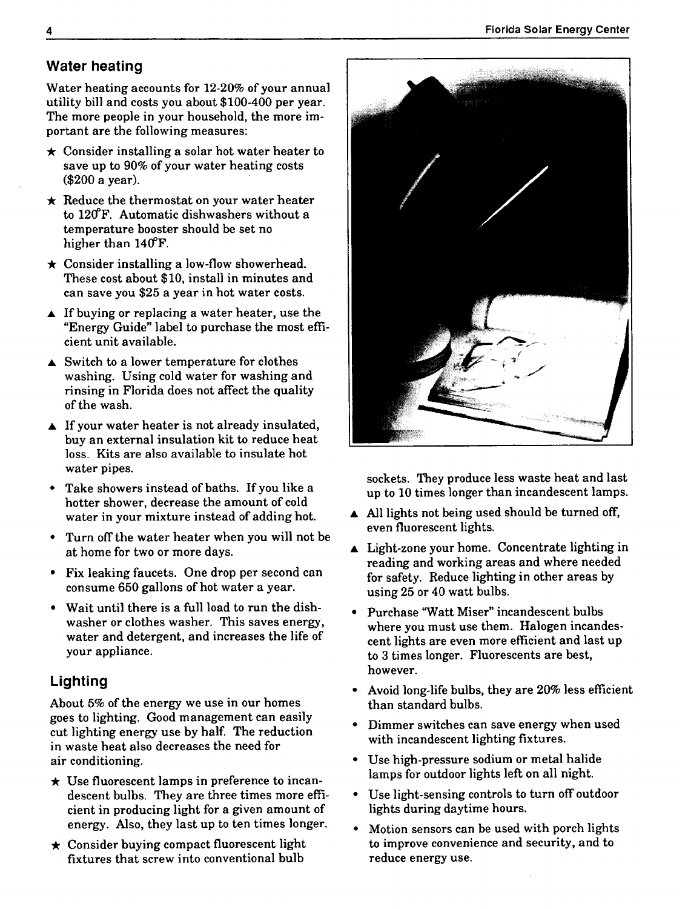## Water heating

Water heating accounts for 12-20% of your annual utility bill and costs you about $100-400 per year. The more people in your household, the more important are the following measures:

★ Consider installing a solar hot water heater to save up to 90% of your water heating costs ($200 a year).

★ Reduce the thermostat on your water heater to 120°F. Automatic dishwashers without a temperature booster should be set no higher than 140°F.

★ Consider installing a low-flow showerhead. These cost about $10, install in minutes and can save you $25 a year in hot water costs.

▲ If buying or replacing a water heater, use the "Energy Guide" label to purchase the most efficient unit available.

▲ Switch to a lower temperature for clothes washing. Using cold water for washing and rinsing in Florida does not affect the quality of the wash.

▲ If your water heater is not already insulated, buy an external insulation kit to reduce heat loss. Kits are also available to insulate hot water pipes.

- Take showers instead of baths. If you like a hotter shower, decrease the amount of cold water in your mixture instead of adding hot.
- Turn off the water heater when you will not be at home for two or more days.
- Fix leaking faucets. One drop per second can consume 650 gallons of hot water a year.
- Wait until there is a full load to run the dishwasher or clothes washer. This saves energy, water and detergent, and increases the life of your appliance.

## Lighting

About 5% of the energy we use in our homes goes to lighting. Good management can easily cut lighting energy use by half. The reduction in waste heat also decreases the need for air conditioning.

★ Use fluorescent lamps in preference to incandescent bulbs. They are three times more efficient in producing light for a given amount of energy. Also, they last up to ten times longer.

★ Consider buying compact fluorescent light fixtures that screw into conventional bulb sockets. They produce less waste heat and last up to 10 times longer than incandescent lamps.

▲ All lights not being used should be turned off, even fluorescent lights.

▲ Light-zone your home. Concentrate lighting in reading and working areas and where needed for safety. Reduce lighting in other areas by using 25 or 40 watt bulbs.

- Purchase "Watt Miser" incandescent bulbs where you must use them. Halogen incandescent lights are even more efficient and last up to 3 times longer. Fluorescents are best, however.
- Avoid long-life bulbs, they are 20% less efficient than standard bulbs.
- Dimmer switches can save energy when used with incandescent lighting fixtures.
- Use high-pressure sodium or metal halide lamps for outdoor lights left on all night.
- Use light-sensing controls to turn off outdoor lights during daytime hours.
- Motion sensors can be used with porch lights to improve convenience and security, and to reduce energy use.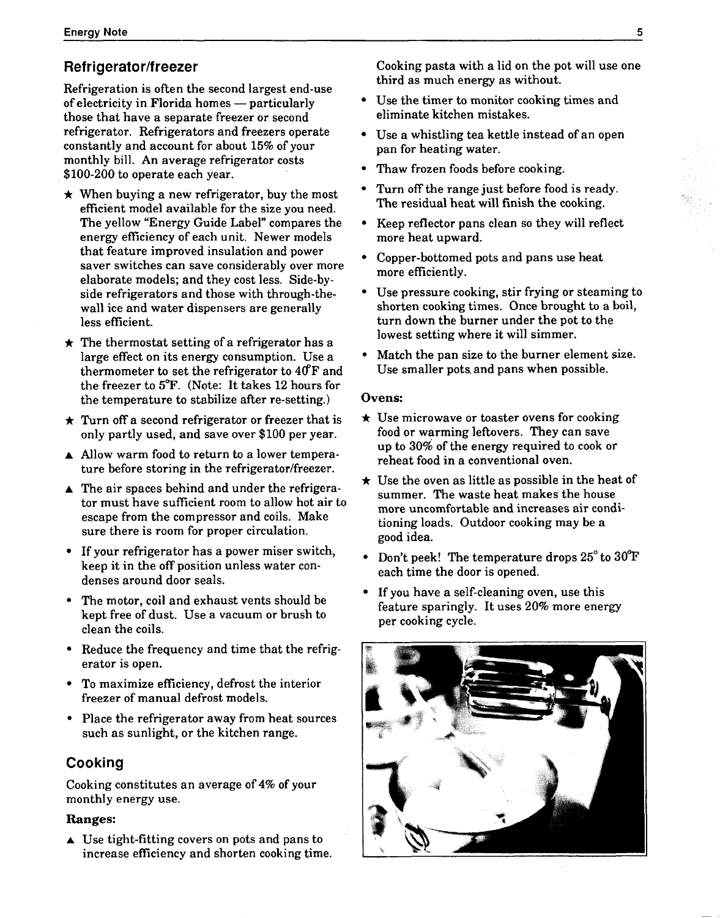## Refrigerator/freezer

Refrigeration is often the second largest end-use of electricity in Florida homes — particularly those that have a separate freezer or second refrigerator. Refrigerators and freezers operate constantly and account for about 15% of your monthly bill. An average refrigerator costs $100-200 to operate each year.

★ When buying a new refrigerator, buy the most efficient model available for the size you need. The yellow "Energy Guide Label" compares the energy efficiency of each unit. Newer models that feature improved insulation and power saver switches can save considerably over more elaborate models; and they cost less. Side-by-side refrigerators and those with through-the-wall ice and water dispensers are generally less efficient.

★ The thermostat setting of a refrigerator has a large effect on its energy consumption. Use a thermometer to set the refrigerator to 40°F and the freezer to 5°F. (Note: It takes 12 hours for the temperature to stabilize after re-setting.)

★ Turn off a second refrigerator or freezer that is only partly used, and save over $100 per year.

▲ Allow warm food to return to a lower temperature before storing in the refrigerator/freezer.

▲ The air spaces behind and under the refrigerator must have sufficient room to allow hot air to escape from the compressor and coils. Make sure there is room for proper circulation.

- If your refrigerator has a power miser switch, keep it in the off position unless water condenses around door seals.
- The motor, coil and exhaust vents should be kept free of dust. Use a vacuum or brush to clean the coils.
- Reduce the frequency and time that the refrigerator is open.
- To maximize efficiency, defrost the interior freezer of manual defrost models.
- Place the refrigerator away from heat sources such as sunlight, or the kitchen range.

## Cooking

Cooking constitutes an average of 4% of your monthly energy use.

**Ranges:**

▲ Use tight-fitting covers on pots and pans to increase efficiency and shorten cooking time. Cooking pasta with a lid on the pot will use one third as much energy as without.

- Use the timer to monitor cooking times and eliminate kitchen mistakes.
- Use a whistling tea kettle instead of an open pan for heating water.
- Thaw frozen foods before cooking.
- Turn off the range just before food is ready. The residual heat will finish the cooking.
- Keep reflector pans clean so they will reflect more heat upward.
- Copper-bottomed pots and pans use heat more efficiently.
- Use pressure cooking, stir frying or steaming to shorten cooking times. Once brought to a boil, turn down the burner under the pot to the lowest setting where it will simmer.
- Match the pan size to the burner element size. Use smaller pots and pans when possible.

**Ovens:**

★ Use microwave or toaster ovens for cooking food or warming leftovers. They can save up to 30% of the energy required to cook or reheat food in a conventional oven.

★ Use the oven as little as possible in the heat of summer. The waste heat makes the house more uncomfortable and increases air conditioning loads. Outdoor cooking may be a good idea.

- Don't peek! The temperature drops 25° to 30°F each time the door is opened.
- If you have a self-cleaning oven, use this feature sparingly. It uses 20% more energy per cooking cycle.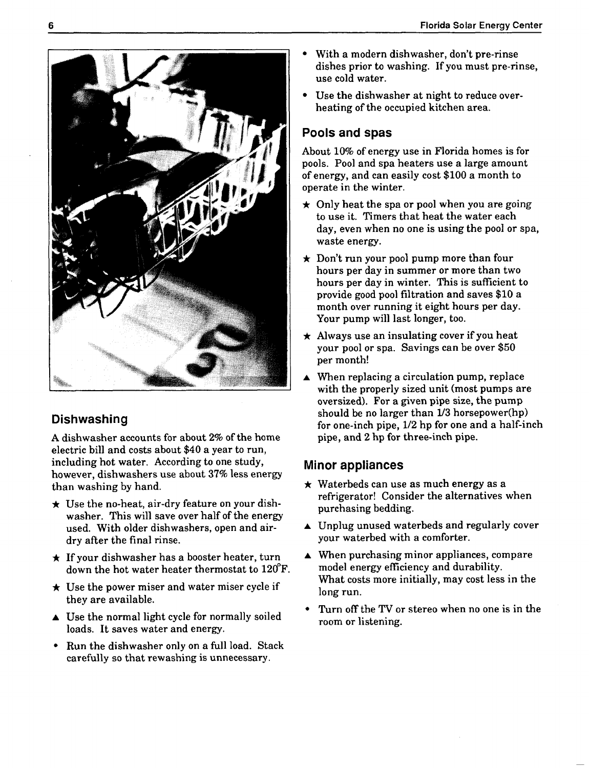## Dishwashing

A dishwasher accounts for about 2% of the home electric bill and costs about $40 a year to run, including hot water. According to one study, however, dishwashers use about 37% less energy than washing by hand.

- ★ Use the no-heat, air-dry feature on your dishwasher. This will save over half of the energy used. With older dishwashers, open and air-dry after the final rinse.
- ★ If your dishwasher has a booster heater, turn down the hot water heater thermostat to 120°F.
- ★ Use the power miser and water miser cycle if they are available.
- ▲ Use the normal light cycle for normally soiled loads. It saves water and energy.
- • Run the dishwasher only on a full load. Stack carefully so that rewashing is unnecessary.
- • With a modern dishwasher, don't pre-rinse dishes prior to washing. If you must pre-rinse, use cold water.
- • Use the dishwasher at night to reduce overheating of the occupied kitchen area.

## Pools and spas

About 10% of energy use in Florida homes is for pools. Pool and spa heaters use a large amount of energy, and can easily cost $100 a month to operate in the winter.

- ★ Only heat the spa or pool when you are going to use it. Timers that heat the water each day, even when no one is using the pool or spa, waste energy.
- ★ Don't run your pool pump more than four hours per day in summer or more than two hours per day in winter. This is sufficient to provide good pool filtration and saves $10 a month over running it eight hours per day. Your pump will last longer, too.
- ★ Always use an insulating cover if you heat your pool or spa. Savings can be over $50 per month!
- ▲ When replacing a circulation pump, replace with the properly sized unit (most pumps are oversized). For a given pipe size, the pump should be no larger than 1/3 horsepower(hp) for one-inch pipe, 1/2 hp for one and a half-inch pipe, and 2 hp for three-inch pipe.

## Minor appliances

- ★ Waterbeds can use as much energy as a refrigerator! Consider the alternatives when purchasing bedding.
- ▲ Unplug unused waterbeds and regularly cover your waterbed with a comforter.
- ▲ When purchasing minor appliances, compare model energy efficiency and durability. What costs more initially, may cost less in the long run.
- • Turn off the TV or stereo when no one is in the room or listening.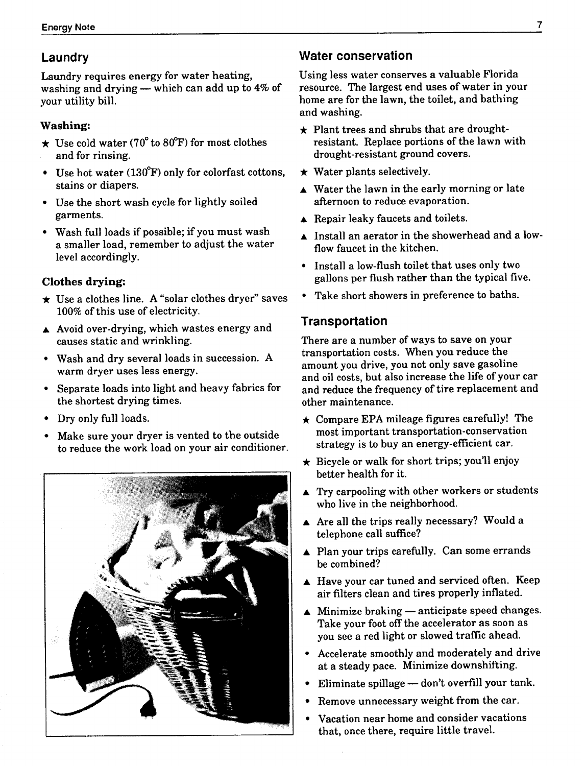## Laundry

Laundry requires energy for water heating, washing and drying — which can add up to 4% of your utility bill.

### Washing:

- ★ Use cold water (70° to 80°F) for most clothes and for rinsing.
- • Use hot water (130°F) only for colorfast cottons, stains or diapers.
- • Use the short wash cycle for lightly soiled garments.
- • Wash full loads if possible; if you must wash a smaller load, remember to adjust the water level accordingly.

### Clothes drying:

- ★ Use a clothes line. A "solar clothes dryer" saves 100% of this use of electricity.
- ▲ Avoid over-drying, which wastes energy and causes static and wrinkling.
- • Wash and dry several loads in succession. A warm dryer uses less energy.
- • Separate loads into light and heavy fabrics for the shortest drying times.
- • Dry only full loads.
- • Make sure your dryer is vented to the outside to reduce the work load on your air conditioner.

## Water conservation

Using less water conserves a valuable Florida resource. The largest end uses of water in your home are for the lawn, the toilet, and bathing and washing.

- ★ Plant trees and shrubs that are drought-resistant. Replace portions of the lawn with drought-resistant ground covers.
- ★ Water plants selectively.
- ▲ Water the lawn in the early morning or late afternoon to reduce evaporation.
- ▲ Repair leaky faucets and toilets.
- ▲ Install an aerator in the showerhead and a low-flow faucet in the kitchen.
- • Install a low-flush toilet that uses only two gallons per flush rather than the typical five.
- • Take short showers in preference to baths.

## Transportation

There are a number of ways to save on your transportation costs. When you reduce the amount you drive, you not only save gasoline and oil costs, but also increase the life of your car and reduce the frequency of tire replacement and other maintenance.

- ★ Compare EPA mileage figures carefully! The most important transportation-conservation strategy is to buy an energy-efficient car.
- ★ Bicycle or walk for short trips; you'll enjoy better health for it.
- ▲ Try carpooling with other workers or students who live in the neighborhood.
- ▲ Are all the trips really necessary? Would a telephone call suffice?
- ▲ Plan your trips carefully. Can some errands be combined?
- ▲ Have your car tuned and serviced often. Keep air filters clean and tires properly inflated.
- ▲ Minimize braking — anticipate speed changes. Take your foot off the accelerator as soon as you see a red light or slowed traffic ahead.
- • Accelerate smoothly and moderately and drive at a steady pace. Minimize downshifting.
- • Eliminate spillage — don't overfill your tank.
- • Remove unnecessary weight from the car.
- • Vacation near home and consider vacations that, once there, require little travel.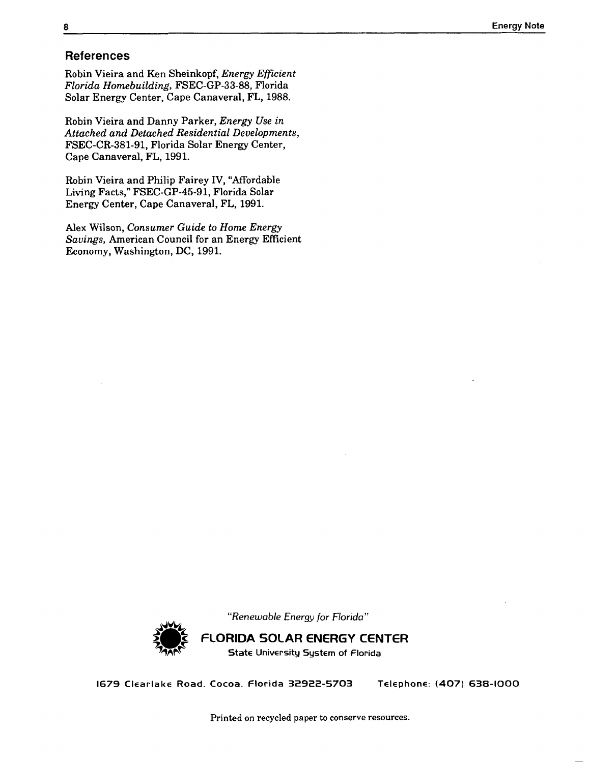## References

Robin Vieira and Ken Sheinkopf, *Energy Efficient Florida Homebuilding,* FSEC-GP-33-88, Florida Solar Energy Center, Cape Canaveral, FL, 1988.

Robin Vieira and Danny Parker, *Energy Use in Attached and Detached Residential Developments,* FSEC-CR-381-91, Florida Solar Energy Center, Cape Canaveral, FL, 1991.

Robin Vieira and Philip Fairey IV, "Affordable Living Facts," FSEC-GP-45-91, Florida Solar Energy Center, Cape Canaveral, FL, 1991.

Alex Wilson, *Consumer Guide to Home Energy Savings,* American Council for an Energy Efficient Economy, Washington, DC, 1991.

*"Renewable Energy for Florida"*

**FLORIDA SOLAR ENERGY CENTER**

State University System of Florida

1679 Clearlake Road, Cocoa, Florida 32922-5703 Telephone: (407) 638-1000

Printed on recycled paper to conserve resources.